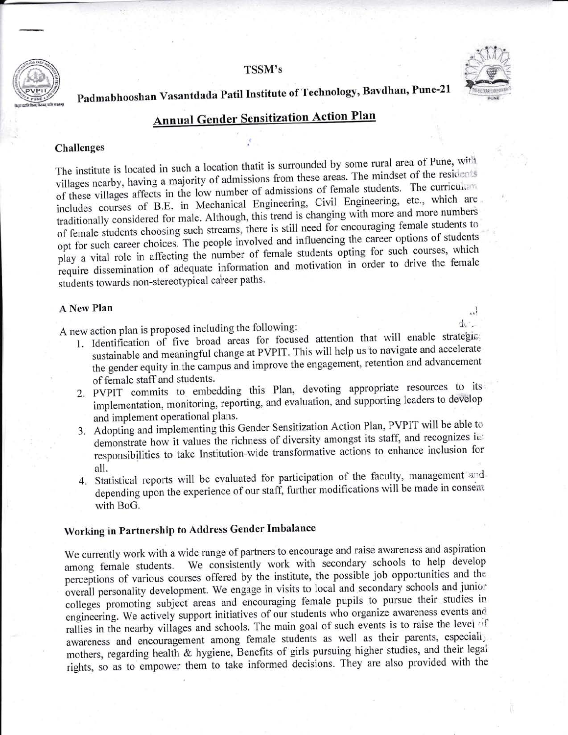TSSM's

# Padmabhooshan Vasantdada Patil Institute of Technology, Bavdhan, Pune-21

## Annual Gender Sensitization Action Plan

### Challenges

The institute is located in such a location thatit is surrounded by some rural area of Pune, with villages nearby, having a majority of admissions from these areas. The mindset of the residents of these villages affects in the low number of admissions of female students. The curriculum includes courses of B.E. in Mechanical Engineering, Civil Engineering, etc., which are traditionally considered for male. Although, this trend is changing with more and more numbers of female students choosing such streams, there is still need for encouraging female students to opt for such career choices. The people involved and influencing the career options of students play a vital role in affecting the number of female students opting for such courses, which require dissemination of adequate information and motivation in order to drive the female students towards non-stereotypical career paths.

### A New Plan

A new action plan is proposed including the following:

1. Identification of five broad areas for focused attention that will enable strategic sustainable and meaningful change at PVPIT. This will help us to navigate and accelerate the gender equity in the campus and improve the engagement, retention and advancement of female staff and students.
2. PVPIT commits to embedding this Plan, devoting appropriate resources to its implementation, monitoring, reporting, and evaluation, and supporting leaders to develop and implement operational plans.
3. Adopting and implementing this Gender Sensitization Action Plan, PVPIT will be able to demonstrate how it values the richness of diversity amongst its staff, and recognizes its responsibilities to take Institution-wide transformative actions to enhance inclusion for all.
4. Statistical reports will be evaluated for participation of the faculty, management and depending upon the experience of our staff, further modifications will be made in consent with BoG.

### Working in Partnership to Address Gender Imbalance

We currently work with a wide range of partners to encourage and raise awareness and aspiration among female students. We consistently work with secondary schools to help develop perceptions of various courses offered by the institute, the possible job opportunities and the overall personality development. We engage in visits to local and secondary schools and junior colleges promoting subject areas and encouraging female pupils to pursue their studies in engineering. We actively support initiatives of our students who organize awareness events and rallies in the nearby villages and schools. The main goal of such events is to raise the level of awareness and encouragement among female students as well as their parents, especially mothers, regarding health & hygiene, Benefits of girls pursuing higher studies, and their legal rights, so as to empower them to take informed decisions. They are also provided with the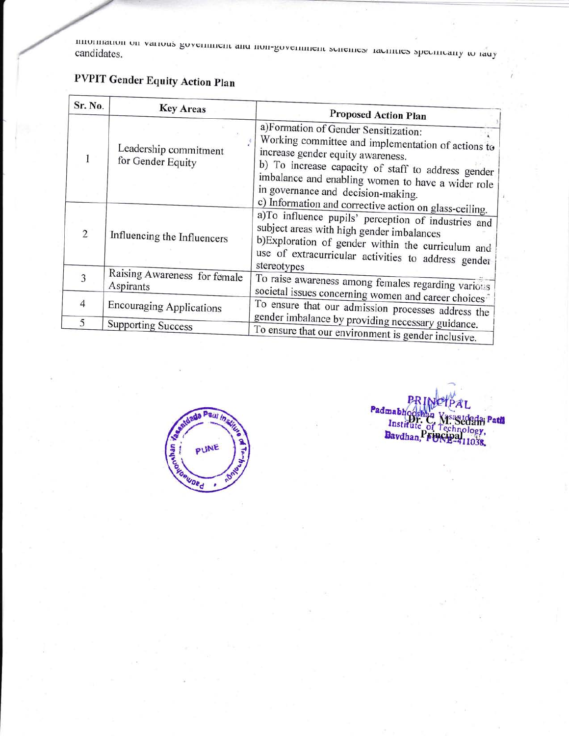information on various government and non-government schemes/ facilities specifically to lady candidates.

## PVPIT Gender Equity Action Plan

| Sr. No. | Key Areas | Proposed Action Plan |
|---|---|---|
| 1 | Leadership commitment for Gender Equity | a)Formation of Gender Sensitization: Working committee and implementation of actions to increase gender equity awareness. b) To increase capacity of staff to address gender imbalance and enabling women to have a wider role in governance and decision-making. c) Information and corrective action on glass-ceiling. |
| 2 | Influencing the Influencers | a)To influence pupils' perception of industries and subject areas with high gender imbalances b)Exploration of gender within the curriculum and use of extracurricular activities to address gender stereotypes |
| 3 | Raising Awareness for female Aspirants | To raise awareness among females regarding various societal issues concerning women and career choices |
| 4 | Encouraging Applications | To ensure that our admission processes address the gender imbalance by providing necessary guidance. |
| 5 | Supporting Success | To ensure that our environment is gender inclusive. |

Padmabhooshan Vasantdada Patil Institute of Technology PUNE

PRINCIPAL
Dr. C. M. Sedani
Principal
Padmabhooshan Vasantdada Patil Institute of Technology, Bavdhan, PUNE-411038.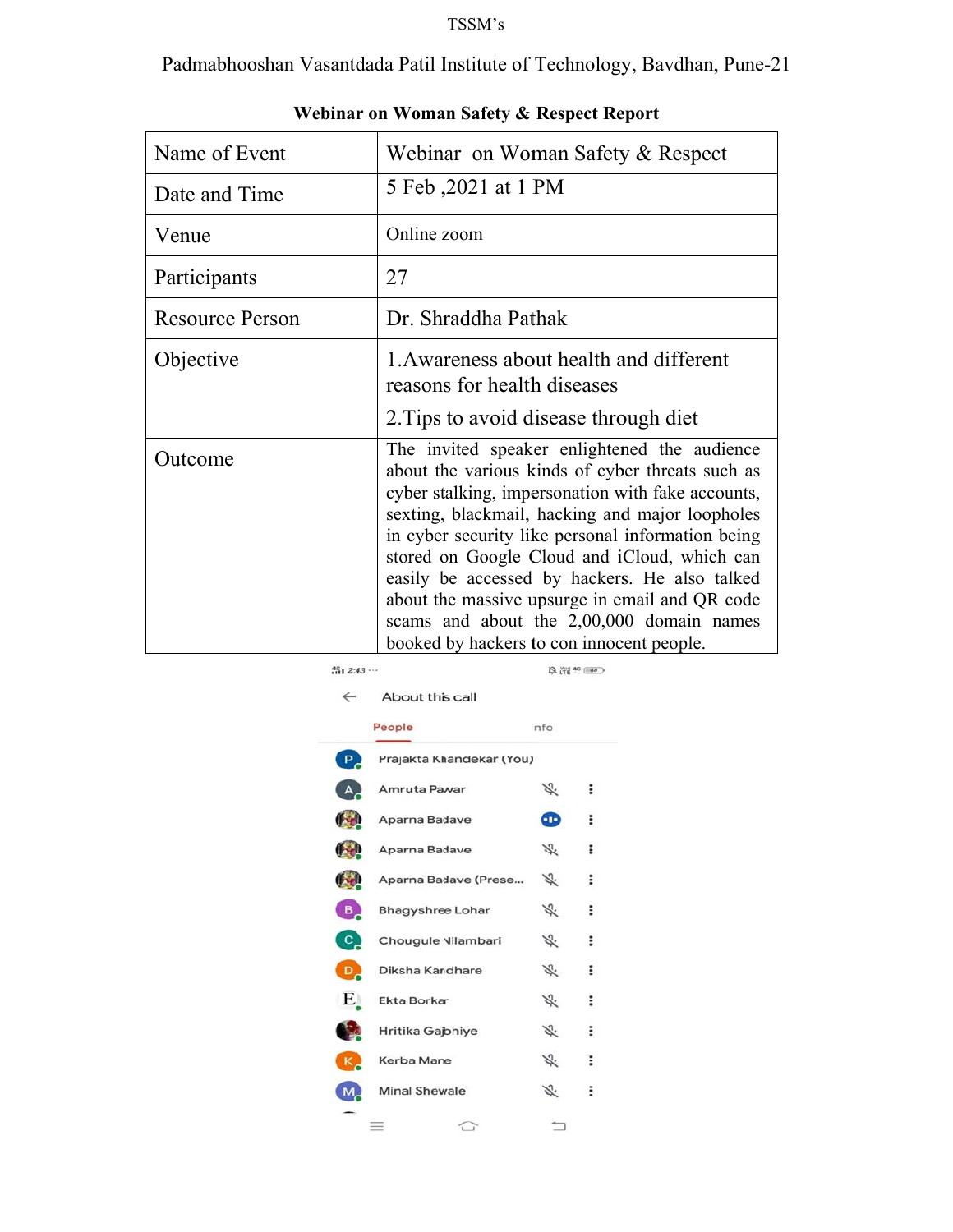TSSM's

Padmabhooshan Vasantdada Patil Institute of Technology, Bavdhan, Pune-21

**Webinar on Woman Safety & Respect Report**

| Name of Event | Webinar on Woman Safety & Respect |
|---|---|
| Date and Time | 5 Feb ,2021 at 1 PM |
| Venue | Online zoom |
| Participants | 27 |
| Resource Person | Dr. Shraddha Pathak |
| Objective | 1.Awareness about health and different reasons for health diseases<br>2.Tips to avoid disease through diet |
| Outcome | The invited speaker enlightened the audience about the various kinds of cyber threats such as cyber stalking, impersonation with fake accounts, sexting, blackmail, hacking and major loopholes in cyber security like personal information being stored on Google Cloud and iCloud, which can easily be accessed by hackers. He also talked about the massive upsurge in email and QR code scams and about the 2,00,000 domain names booked by hackers to con innocent people. |

About this call

People | nfo

- Prajakta Khandekar (You)
- Amruta Pawar
- Aparna Badave
- Aparna Badave
- Aparna Badave (Prese...
- Bhagyshree Lohar
- Chougule Nilambari
- Diksha Kardhare
- Ekta Borkar
- Hritika Gajbhiye
- Kerba Mane
- Minal Shewale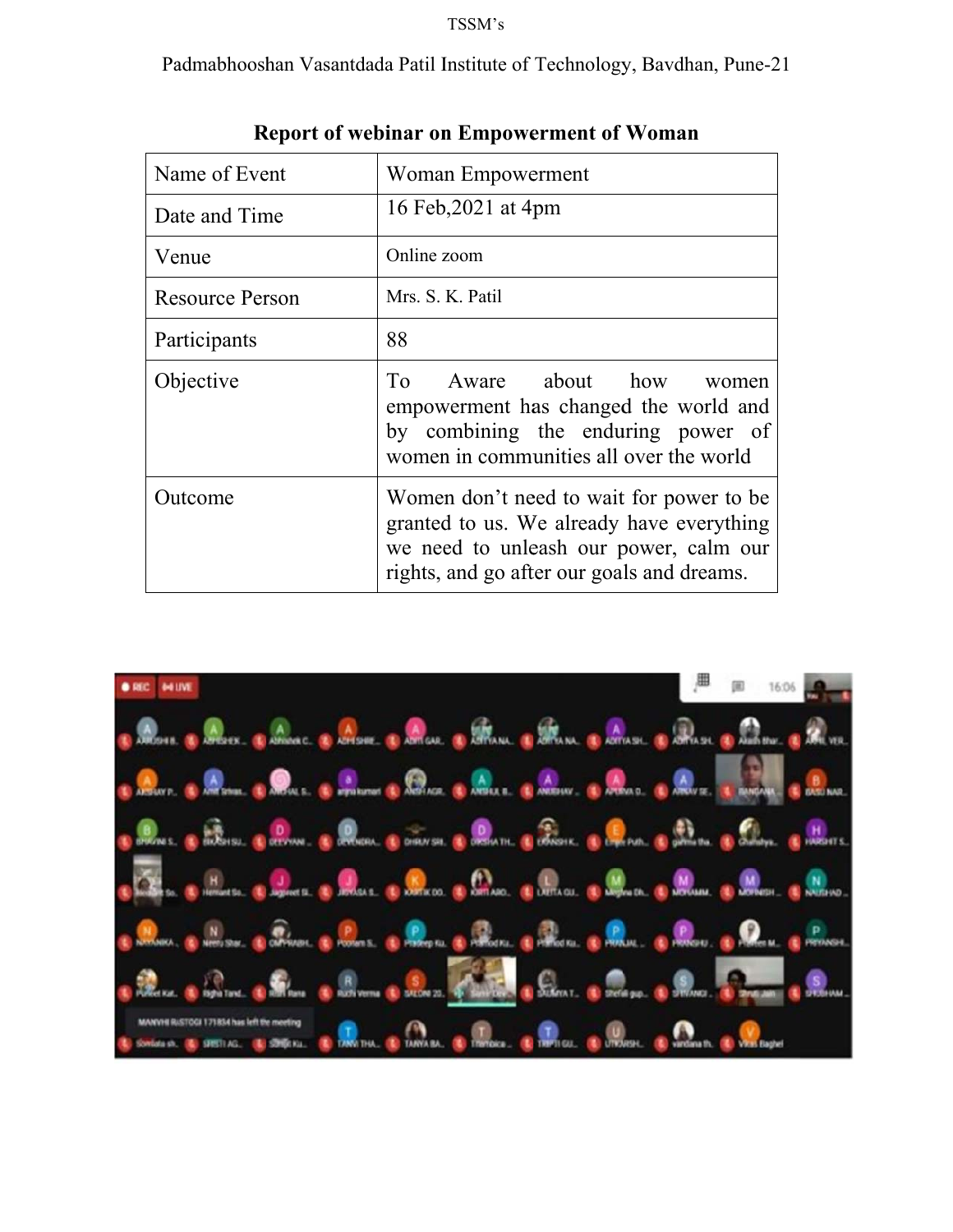TSSM's

Padmabhooshan Vasantdada Patil Institute of Technology, Bavdhan, Pune-21

**Report of webinar on Empowerment of Woman**

| Name of Event | Woman Empowerment |
|---|---|
| Date and Time | 16 Feb,2021 at 4pm |
| Venue | Online zoom |
| Resource Person | Mrs. S. K. Patil |
| Participants | 88 |
| Objective | To Aware about how women empowerment has changed the world and by combining the enduring power of women in communities all over the world |
| Outcome | Women don't need to wait for power to be granted to us. We already have everything we need to unleash our power, calm our rights, and go after our goals and dreams. |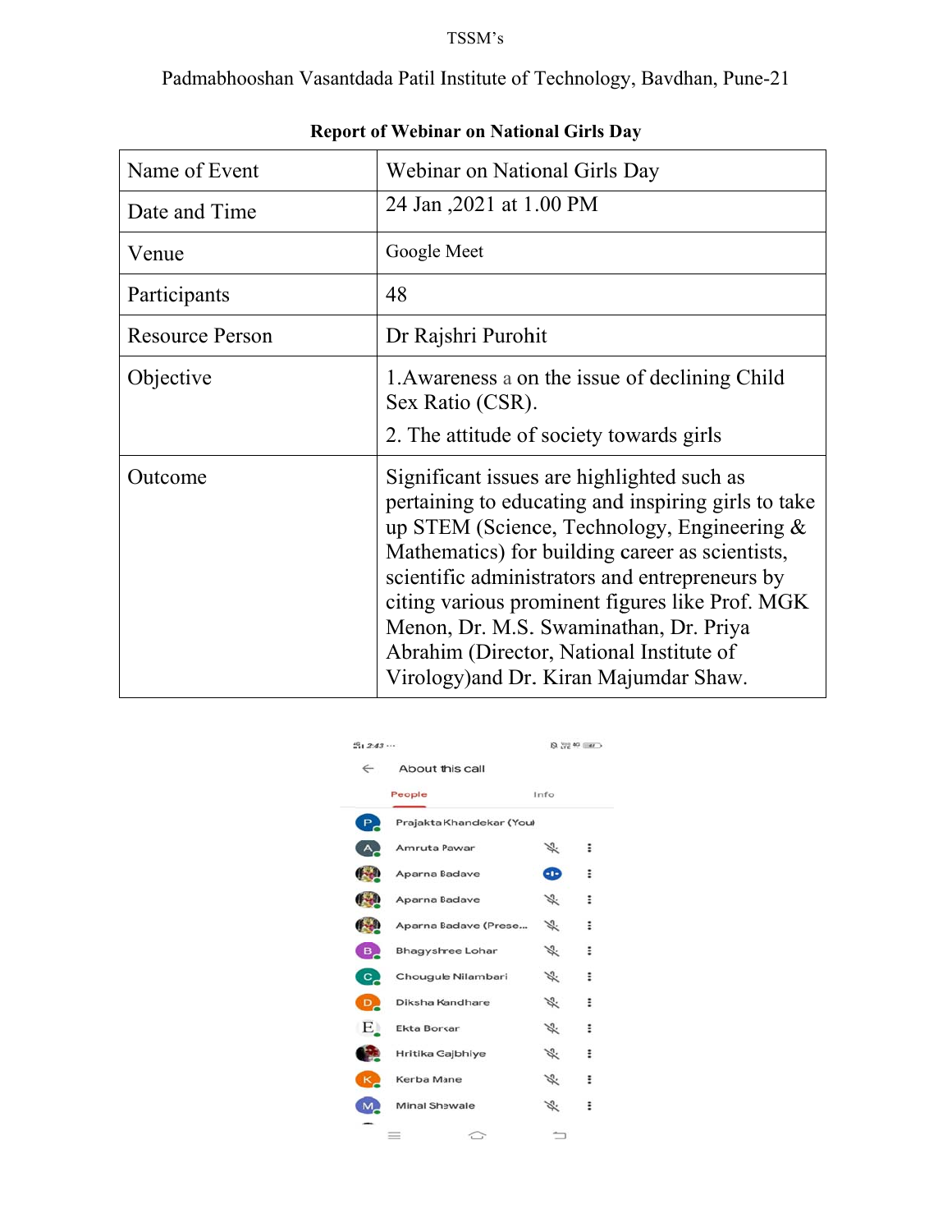TSSM's

Padmabhooshan Vasantdada Patil Institute of Technology, Bavdhan, Pune-21

**Report of Webinar on National Girls Day**

| | |
|---|---|
| Name of Event | Webinar on National Girls Day |
| Date and Time | 24 Jan ,2021 at 1.00 PM |
| Venue | Google Meet |
| Participants | 48 |
| Resource Person | Dr Rajshri Purohit |
| Objective | 1.Awareness a on the issue of declining Child Sex Ratio (CSR).<br>2. The attitude of society towards girls |
| Outcome | Significant issues are highlighted such as pertaining to educating and inspiring girls to take up STEM (Science, Technology, Engineering & Mathematics) for building career as scientists, scientific administrators and entrepreneurs by citing various prominent figures like Prof. MGK Menon, Dr. M.S. Swaminathan, Dr. Priya Abrahim (Director, National Institute of Virology)and Dr. Kiran Majumdar Shaw. |